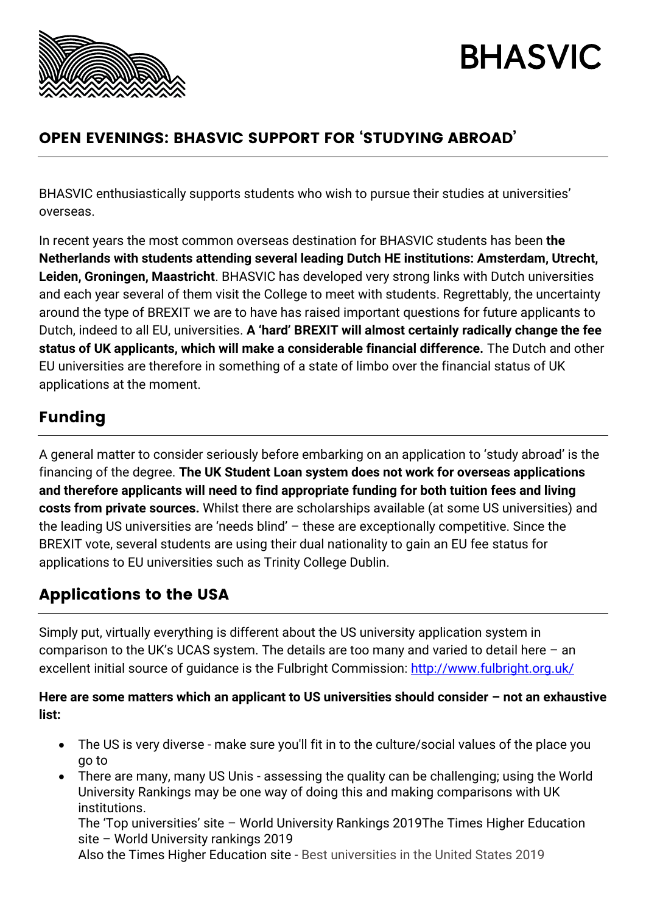# BHASVIC

## OPEN EVENINGS: BHASVIC SUPPORT FOR 'STUDYING ABROAD'

BHASVIC enthusiastically supports students who wish to pursue their studies at universities' overseas.

In recent years the most common overseas destination for BHASVIC students has been **the Netherlands with students attending several leading Dutch HE institutions: Amsterdam, Utrecht, Leiden, Groningen, Maastricht**. BHASVIC has developed very strong links with Dutch universities and each year several of them visit the College to meet with students. Regrettably, the uncertainty around the type of BREXIT we are to have has raised important questions for future applicants to Dutch, indeed to all EU, universities. **A 'hard' BREXIT will almost certainly radically change the fee status of UK applicants, which will make a considerable financial difference.** The Dutch and other EU universities are therefore in something of a state of limbo over the financial status of UK applications at the moment.

## Funding

A general matter to consider seriously before embarking on an application to 'study abroad' is the financing of the degree. **The UK Student Loan system does not work for overseas applications and therefore applicants will need to find appropriate funding for both tuition fees and living costs from private sources.** Whilst there are scholarships available (at some US universities) and the leading US universities are 'needs blind' – these are exceptionally competitive. Since the BREXIT vote, several students are using their dual nationality to gain an EU fee status for applications to EU universities such as Trinity College Dublin.

## Applications to the USA

Simply put, virtually everything is different about the US university application system in comparison to the UK's UCAS system. The details are too many and varied to detail here – an excellent initial source of guidance is the Fulbright Commission: http://www.fulbright.org.uk/

**Here are some matters which an applicant to US universities should consider – not an exhaustive list:**

- The US is very diverse - make sure you'll fit in to the culture/social values of the place you go to
- There are many, many US Unis - assessing the quality can be challenging; using the World University Rankings may be one way of doing this and making comparisons with UK institutions.
  The 'Top universities' site – World University Rankings 2019The Times Higher Education site – World University rankings 2019
  Also the Times Higher Education site - Best universities in the United States 2019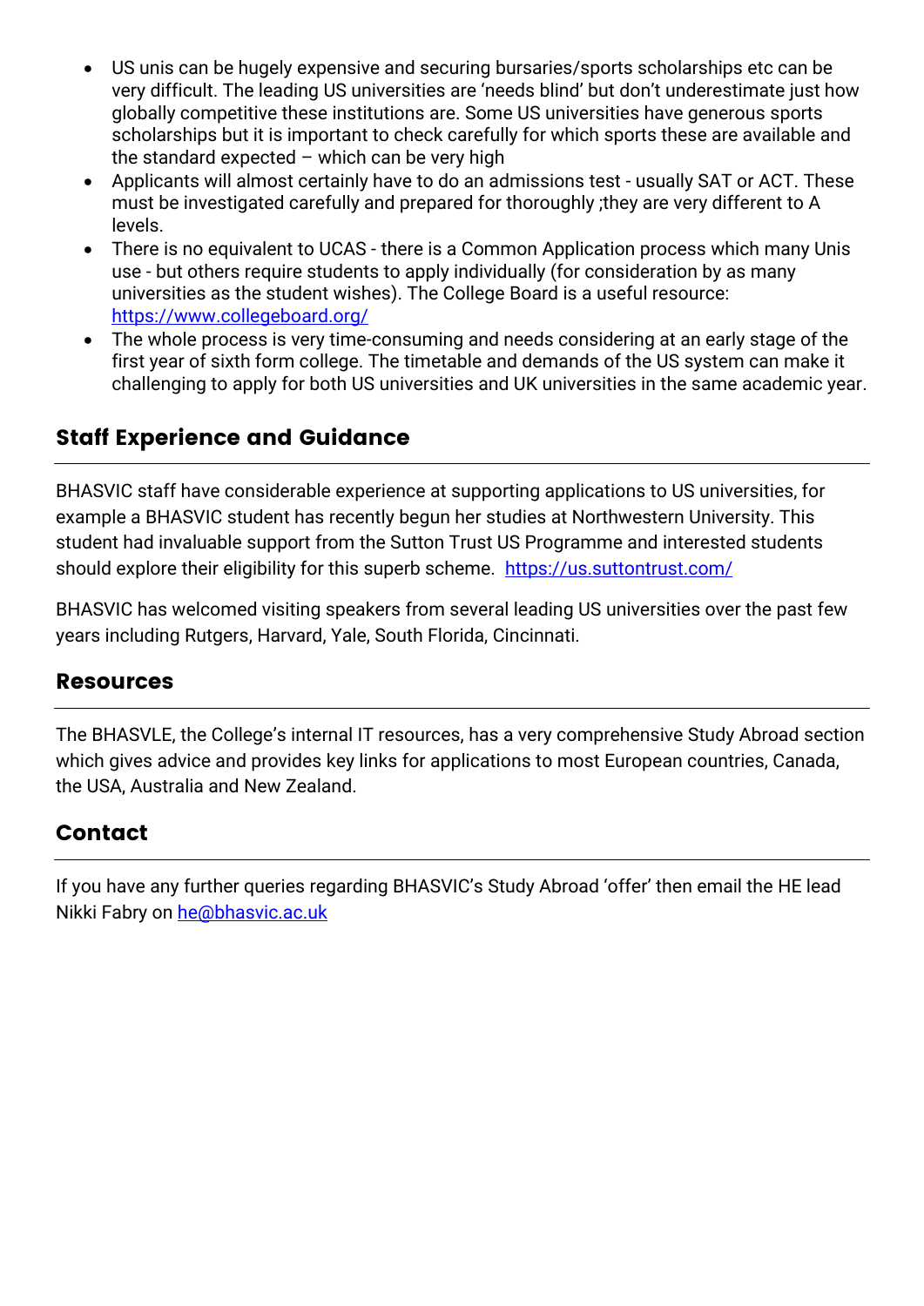- US unis can be hugely expensive and securing bursaries/sports scholarships etc can be very difficult. The leading US universities are 'needs blind' but don't underestimate just how globally competitive these institutions are. Some US universities have generous sports scholarships but it is important to check carefully for which sports these are available and the standard expected – which can be very high
- Applicants will almost certainly have to do an admissions test - usually SAT or ACT. These must be investigated carefully and prepared for thoroughly ;they are very different to A levels.
- There is no equivalent to UCAS - there is a Common Application process which many Unis use - but others require students to apply individually (for consideration by as many universities as the student wishes). The College Board is a useful resource: [https://www.collegeboard.org/](https://www.collegeboard.org/)
- The whole process is very time-consuming and needs considering at an early stage of the first year of sixth form college. The timetable and demands of the US system can make it challenging to apply for both US universities and UK universities in the same academic year.

## Staff Experience and Guidance

BHASVIC staff have considerable experience at supporting applications to US universities, for example a BHASVIC student has recently begun her studies at Northwestern University. This student had invaluable support from the Sutton Trust US Programme and interested students should explore their eligibility for this superb scheme. [https://us.suttontrust.com/](https://us.suttontrust.com/)

BHASVIC has welcomed visiting speakers from several leading US universities over the past few years including Rutgers, Harvard, Yale, South Florida, Cincinnati.

## Resources

The BHASVLE, the College's internal IT resources, has a very comprehensive Study Abroad section which gives advice and provides key links for applications to most European countries, Canada, the USA, Australia and New Zealand.

## Contact

If you have any further queries regarding BHASVIC's Study Abroad 'offer' then email the HE lead Nikki Fabry on [he@bhasvic.ac.uk](mailto:he@bhasvic.ac.uk)